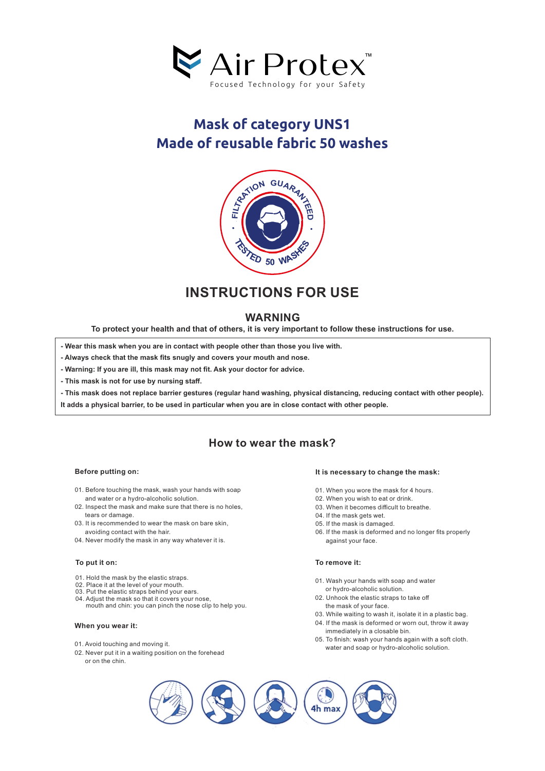Air Protex™

Focused Technology for your Safety

# Mask of category UNS1
# Made of reusable fabric 50 washes

FILTRATION GUARANTEED • TESTED 50 WASHES •

## INSTRUCTIONS FOR USE

### WARNING

**To protect your health and that of others, it is very important to follow these instructions for use.**

- **Wear this mask when you are in contact with people other than those you live with.**
- **Always check that the mask fits snugly and covers your mouth and nose.**
- **Warning: If you are ill, this mask may not fit. Ask your doctor for advice.**
- **This mask is not for use by nursing staff.**
- **This mask does not replace barrier gestures (regular hand washing, physical distancing, reducing contact with other people).**

**It adds a physical barrier, to be used in particular when you are in close contact with other people.**

## How to wear the mask?

### Before putting on:

01. Before touching the mask, wash your hands with soap and water or a hydro-alcoholic solution.
02. Inspect the mask and make sure that there is no holes, tears or damage.
03. It is recommended to wear the mask on bare skin, avoiding contact with the hair.
04. Never modify the mask in any way whatever it is.

### To put it on:

01. Hold the mask by the elastic straps.
02. Place it at the level of your mouth.
03. Put the elastic straps behind your ears.
04. Adjust the mask so that it covers your nose, mouth and chin: you can pinch the nose clip to help you.

### When you wear it:

01. Avoid touching and moving it.
02. Never put it in a waiting position on the forehead or on the chin.

### It is necessary to change the mask:

01. When you wore the mask for 4 hours.
02. When you wish to eat or drink.
03. When it becomes difficult to breathe.
04. If the mask gets wet.
05. If the mask is damaged.
06. If the mask is deformed and no longer fits properly against your face.

### To remove it:

01. Wash your hands with soap and water or hydro-alcoholic solution.
02. Unhook the elastic straps to take off the mask of your face.
03. While waiting to wash it, isolate it in a plastic bag.
04. If the mask is deformed or worn out, throw it away immediately in a closable bin.
05. To finish: wash your hands again with a soft cloth. water and soap or hydro-alcoholic solution.

4h max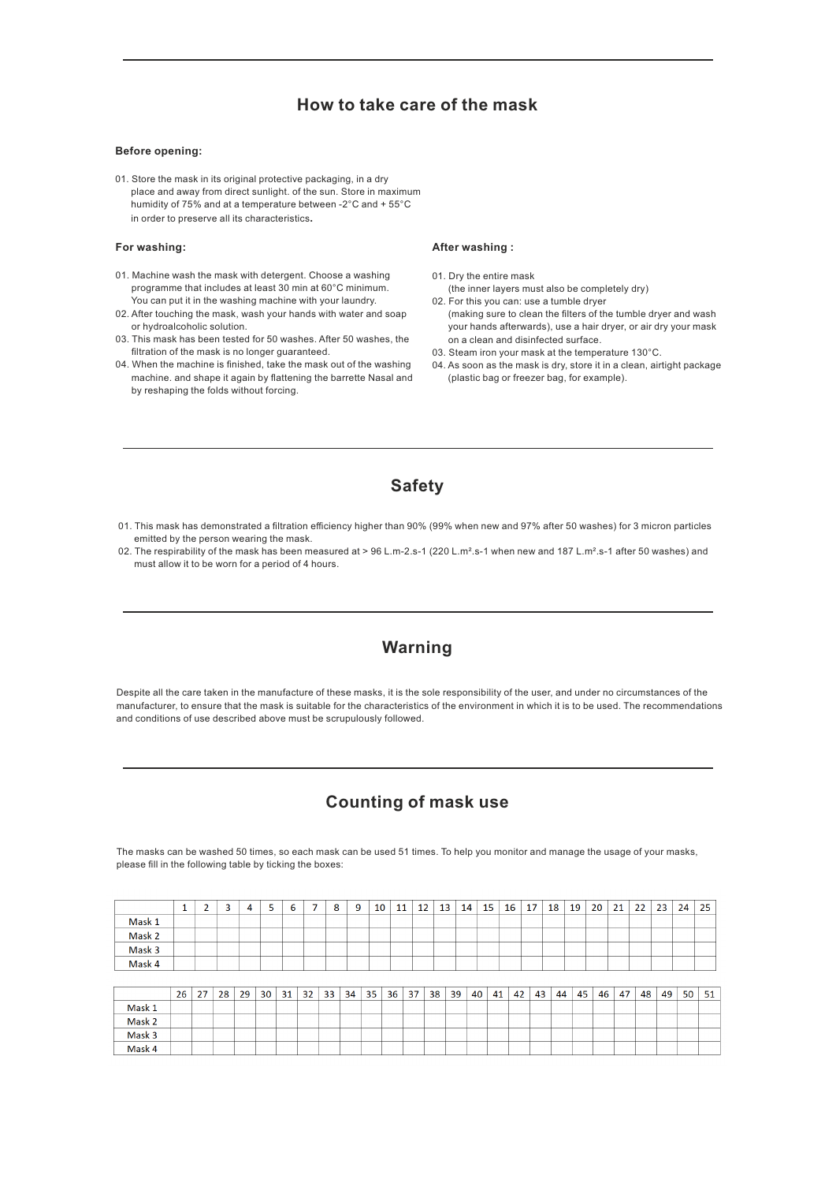## How to take care of the mask

**Before opening:**

01. Store the mask in its original protective packaging, in a dry place and away from direct sunlight. of the sun. Store in maximum humidity of 75% and at a temperature between -2°C and + 55°C in order to preserve all its characteristics**.**

**For washing:**

01. Machine wash the mask with detergent. Choose a washing programme that includes at least 30 min at 60°C minimum. You can put it in the washing machine with your laundry.
02. After touching the mask, wash your hands with water and soap or hydroalcoholic solution.
03. This mask has been tested for 50 washes. After 50 washes, the filtration of the mask is no longer guaranteed.
04. When the machine is finished, take the mask out of the washing machine. and shape it again by flattening the barrette Nasal and by reshaping the folds without forcing.

**After washing :**

01. Dry the entire mask (the inner layers must also be completely dry)
02. For this you can: use a tumble dryer (making sure to clean the filters of the tumble dryer and wash your hands afterwards), use a hair dryer, or air dry your mask on a clean and disinfected surface.
03. Steam iron your mask at the temperature 130°C.
04. As soon as the mask is dry, store it in a clean, airtight package (plastic bag or freezer bag, for example).

## Safety

01. This mask has demonstrated a filtration efficiency higher than 90% (99% when new and 97% after 50 washes) for 3 micron particles emitted by the person wearing the mask.
02. The respirability of the mask has been measured at > 96 $L.m^{-2}.s^{-1}$ (220 $L.m^2.s^{-1}$ when new and 187 $L.m^2.s^{-1}$ after 50 washes) and must allow it to be worn for a period of 4 hours.

## Warning

Despite all the care taken in the manufacture of these masks, it is the sole responsibility of the user, and under no circumstances of the manufacturer, to ensure that the mask is suitable for the characteristics of the environment in which it is to be used. The recommendations and conditions of use described above must be scrupulously followed.

## Counting of mask use

The masks can be washed 50 times, so each mask can be used 51 times. To help you monitor and manage the usage of your masks, please fill in the following table by ticking the boxes:

| | 1 | 2 | 3 | 4 | 5 | 6 | 7 | 8 | 9 | 10 | 11 | 12 | 13 | 14 | 15 | 16 | 17 | 18 | 19 | 20 | 21 | 22 | 23 | 24 | 25 |
|---|---|---|---|---|---|---|---|---|---|---|---|---|---|---|---|---|---|---|---|---|---|---|---|---|---|
| Mask 1 | | | | | | | | | | | | | | | | | | | | | | | | | |
| Mask 2 | | | | | | | | | | | | | | | | | | | | | | | | | |
| Mask 3 | | | | | | | | | | | | | | | | | | | | | | | | | |
| Mask 4 | | | | | | | | | | | | | | | | | | | | | | | | | |

| | 26 | 27 | 28 | 29 | 30 | 31 | 32 | 33 | 34 | 35 | 36 | 37 | 38 | 39 | 40 | 41 | 42 | 43 | 44 | 45 | 46 | 47 | 48 | 49 | 50 | 51 |
|---|---|---|---|---|---|---|---|---|---|---|---|---|---|---|---|---|---|---|---|---|---|---|---|---|---|---|
| Mask 1 | | | | | | | | | | | | | | | | | | | | | | | | | | |
| Mask 2 | | | | | | | | | | | | | | | | | | | | | | | | | | |
| Mask 3 | | | | | | | | | | | | | | | | | | | | | | | | | | |
| Mask 4 | | | | | | | | | | | | | | | | | | | | | | | | | | |